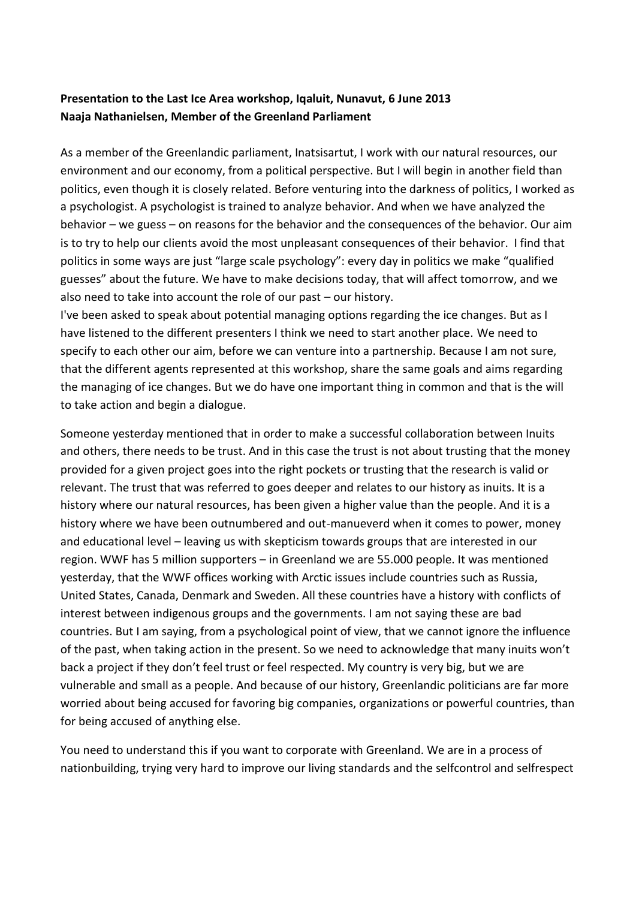**Presentation to the Last Ice Area workshop, Iqaluit, Nunavut, 6 June 2013**
**Naaja Nathanielsen, Member of the Greenland Parliament**

As a member of the Greenlandic parliament, Inatsisartut, I work with our natural resources, our environment and our economy, from a political perspective. But I will begin in another field than politics, even though it is closely related. Before venturing into the darkness of politics, I worked as a psychologist. A psychologist is trained to analyze behavior. And when we have analyzed the behavior – we guess – on reasons for the behavior and the consequences of the behavior. Our aim is to try to help our clients avoid the most unpleasant consequences of their behavior. I find that politics in some ways are just "large scale psychology": every day in politics we make "qualified guesses" about the future. We have to make decisions today, that will affect tomorrow, and we also need to take into account the role of our past – our history.
I've been asked to speak about potential managing options regarding the ice changes. But as I have listened to the different presenters I think we need to start another place. We need to specify to each other our aim, before we can venture into a partnership. Because I am not sure, that the different agents represented at this workshop, share the same goals and aims regarding the managing of ice changes. But we do have one important thing in common and that is the will to take action and begin a dialogue.

Someone yesterday mentioned that in order to make a successful collaboration between Inuits and others, there needs to be trust. And in this case the trust is not about trusting that the money provided for a given project goes into the right pockets or trusting that the research is valid or relevant. The trust that was referred to goes deeper and relates to our history as inuits. It is a history where our natural resources, has been given a higher value than the people. And it is a history where we have been outnumbered and out-manueverd when it comes to power, money and educational level – leaving us with skepticism towards groups that are interested in our region. WWF has 5 million supporters – in Greenland we are 55.000 people. It was mentioned yesterday, that the WWF offices working with Arctic issues include countries such as Russia, United States, Canada, Denmark and Sweden. All these countries have a history with conflicts of interest between indigenous groups and the governments. I am not saying these are bad countries. But I am saying, from a psychological point of view, that we cannot ignore the influence of the past, when taking action in the present. So we need to acknowledge that many inuits won't back a project if they don't feel trust or feel respected. My country is very big, but we are vulnerable and small as a people. And because of our history, Greenlandic politicians are far more worried about being accused for favoring big companies, organizations or powerful countries, than for being accused of anything else.

You need to understand this if you want to corporate with Greenland. We are in a process of nationbuilding, trying very hard to improve our living standards and the selfcontrol and selfrespect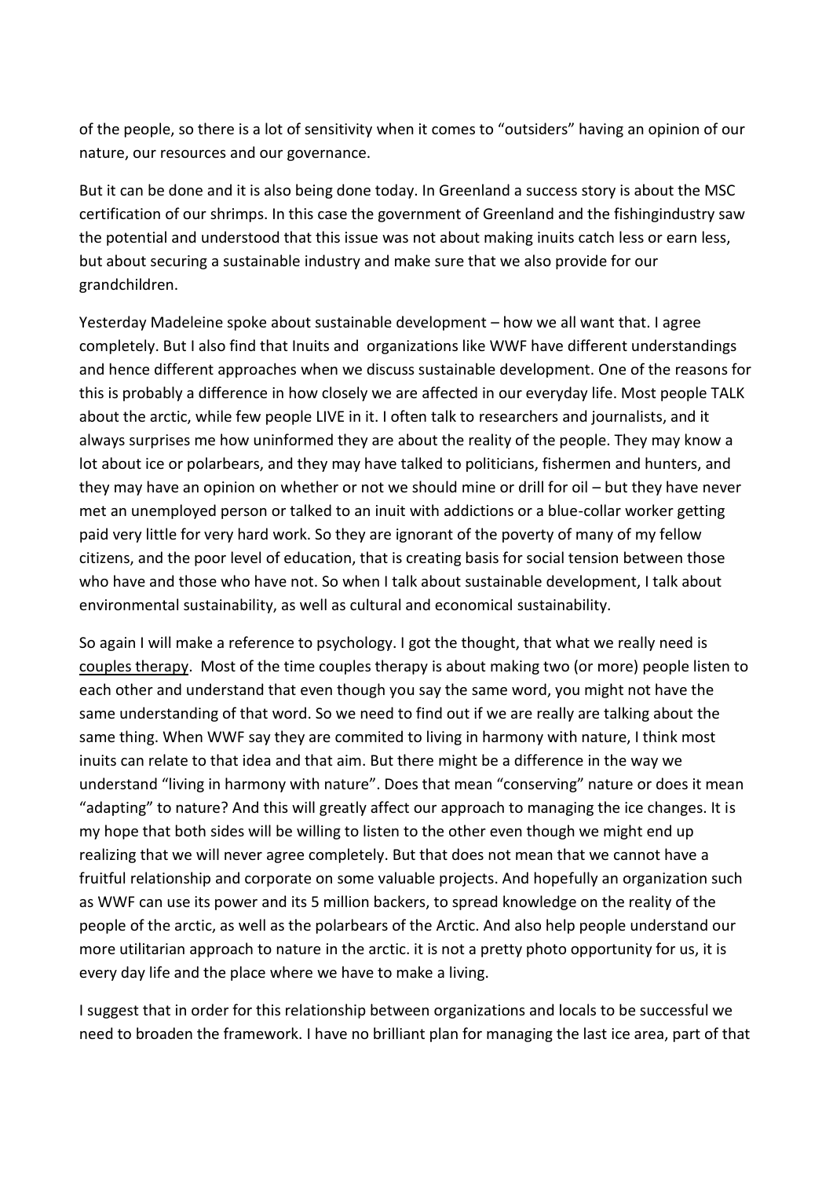of the people, so there is a lot of sensitivity when it comes to "outsiders" having an opinion of our nature, our resources and our governance.

But it can be done and it is also being done today. In Greenland a success story is about the MSC certification of our shrimps. In this case the government of Greenland and the fishingindustry saw the potential and understood that this issue was not about making inuits catch less or earn less, but about securing a sustainable industry and make sure that we also provide for our grandchildren.

Yesterday Madeleine spoke about sustainable development – how we all want that. I agree completely. But I also find that Inuits and  organizations like WWF have different understandings and hence different approaches when we discuss sustainable development. One of the reasons for this is probably a difference in how closely we are affected in our everyday life. Most people TALK about the arctic, while few people LIVE in it. I often talk to researchers and journalists, and it always surprises me how uninformed they are about the reality of the people. They may know a lot about ice or polarbears, and they may have talked to politicians, fishermen and hunters, and they may have an opinion on whether or not we should mine or drill for oil – but they have never met an unemployed person or talked to an inuit with addictions or a blue-collar worker getting paid very little for very hard work. So they are ignorant of the poverty of many of my fellow citizens, and the poor level of education, that is creating basis for social tension between those who have and those who have not. So when I talk about sustainable development, I talk about environmental sustainability, as well as cultural and economical sustainability.

So again I will make a reference to psychology. I got the thought, that what we really need is <u>couples therapy</u>.  Most of the time couples therapy is about making two (or more) people listen to each other and understand that even though you say the same word, you might not have the same understanding of that word. So we need to find out if we are really are talking about the same thing. When WWF say they are commited to living in harmony with nature, I think most inuits can relate to that idea and that aim. But there might be a difference in the way we understand "living in harmony with nature". Does that mean "conserving" nature or does it mean "adapting" to nature? And this will greatly affect our approach to managing the ice changes. It is my hope that both sides will be willing to listen to the other even though we might end up realizing that we will never agree completely. But that does not mean that we cannot have a fruitful relationship and corporate on some valuable projects. And hopefully an organization such as WWF can use its power and its 5 million backers, to spread knowledge on the reality of the people of the arctic, as well as the polarbears of the Arctic. And also help people understand our more utilitarian approach to nature in the arctic. it is not a pretty photo opportunity for us, it is every day life and the place where we have to make a living.

I suggest that in order for this relationship between organizations and locals to be successful we need to broaden the framework. I have no brilliant plan for managing the last ice area, part of that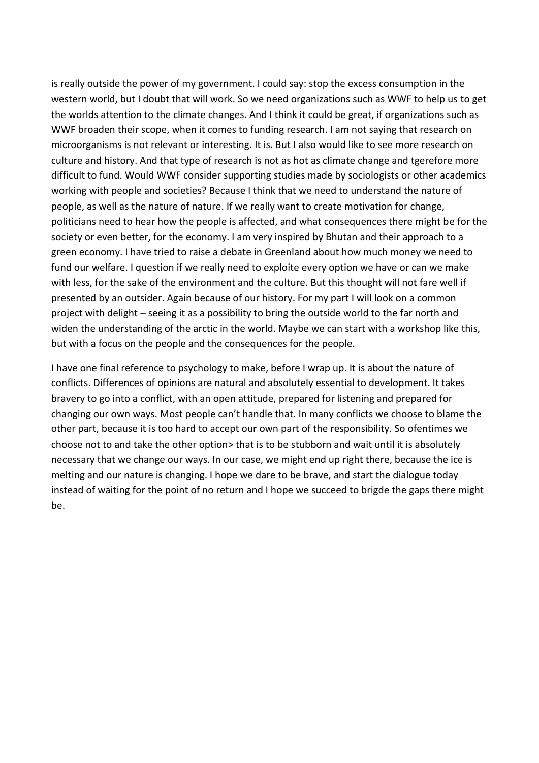is really outside the power of my government. I could say: stop the excess consumption in the western world, but I doubt that will work. So we need organizations such as WWF to help us to get the worlds attention to the climate changes. And I think it could be great, if organizations such as WWF broaden their scope, when it comes to funding research. I am not saying that research on microorganisms is not relevant or interesting. It is. But I also would like to see more research on culture and history. And that type of research is not as hot as climate change and tgerefore more difficult to fund. Would WWF consider supporting studies made by sociologists or other academics working with people and societies? Because I think that we need to understand the nature of people, as well as the nature of nature. If we really want to create motivation for change, politicians need to hear how the people is affected, and what consequences there might be for the society or even better, for the economy. I am very inspired by Bhutan and their approach to a green economy. I have tried to raise a debate in Greenland about how much money we need to fund our welfare. I question if we really need to exploite every option we have or can we make with less, for the sake of the environment and the culture. But this thought will not fare well if presented by an outsider. Again because of our history. For my part I will look on a common project with delight – seeing it as a possibility to bring the outside world to the far north and widen the understanding of the arctic in the world. Maybe we can start with a workshop like this, but with a focus on the people and the consequences for the people.

I have one final reference to psychology to make, before I wrap up. It is about the nature of conflicts. Differences of opinions are natural and absolutely essential to development. It takes bravery to go into a conflict, with an open attitude, prepared for listening and prepared for changing our own ways. Most people can't handle that. In many conflicts we choose to blame the other part, because it is too hard to accept our own part of the responsibility. So ofentimes we choose not to and take the other option> that is to be stubborn and wait until it is absolutely necessary that we change our ways. In our case, we might end up right there, because the ice is melting and our nature is changing. I hope we dare to be brave, and start the dialogue today instead of waiting for the point of no return and I hope we succeed to brigde the gaps there might be.